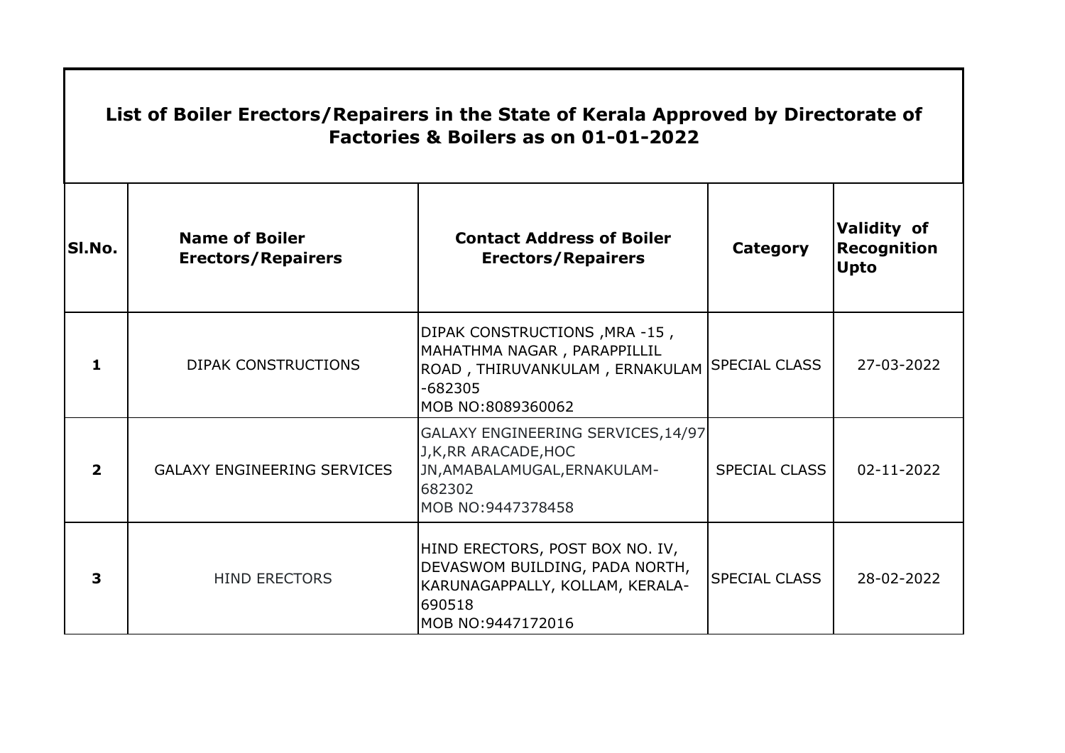# List of Boiler Erectors/Repairers in the State of Kerala Approved by Directorate of Factories & Boilers as on 01-01-2022

| Sl.No. | Name of Boiler Erectors/Repairers | Contact Address of Boiler Erectors/Repairers | Category | Validity of Recognition Upto |
|---|---|---|---|---|
| 1 | DIPAK CONSTRUCTIONS | DIPAK CONSTRUCTIONS ,MRA -15 , MAHATHMA NAGAR , PARAPPILLIL ROAD , THIRUVANKULAM , ERNAKULAM -682305 MOB NO:8089360062 | SPECIAL CLASS | 27-03-2022 |
| 2 | GALAXY ENGINEERING SERVICES | GALAXY ENGINEERING SERVICES,14/97 J,K,RR ARACADE,HOC JN,AMABALAMUGAL,ERNAKULAM-682302 MOB NO:9447378458 | SPECIAL CLASS | 02-11-2022 |
| 3 | HIND ERECTORS | HIND ERECTORS, POST BOX NO. IV, DEVASWOM BUILDING, PADA NORTH, KARUNAGAPPALLY, KOLLAM, KERALA-690518 MOB NO:9447172016 | SPECIAL CLASS | 28-02-2022 |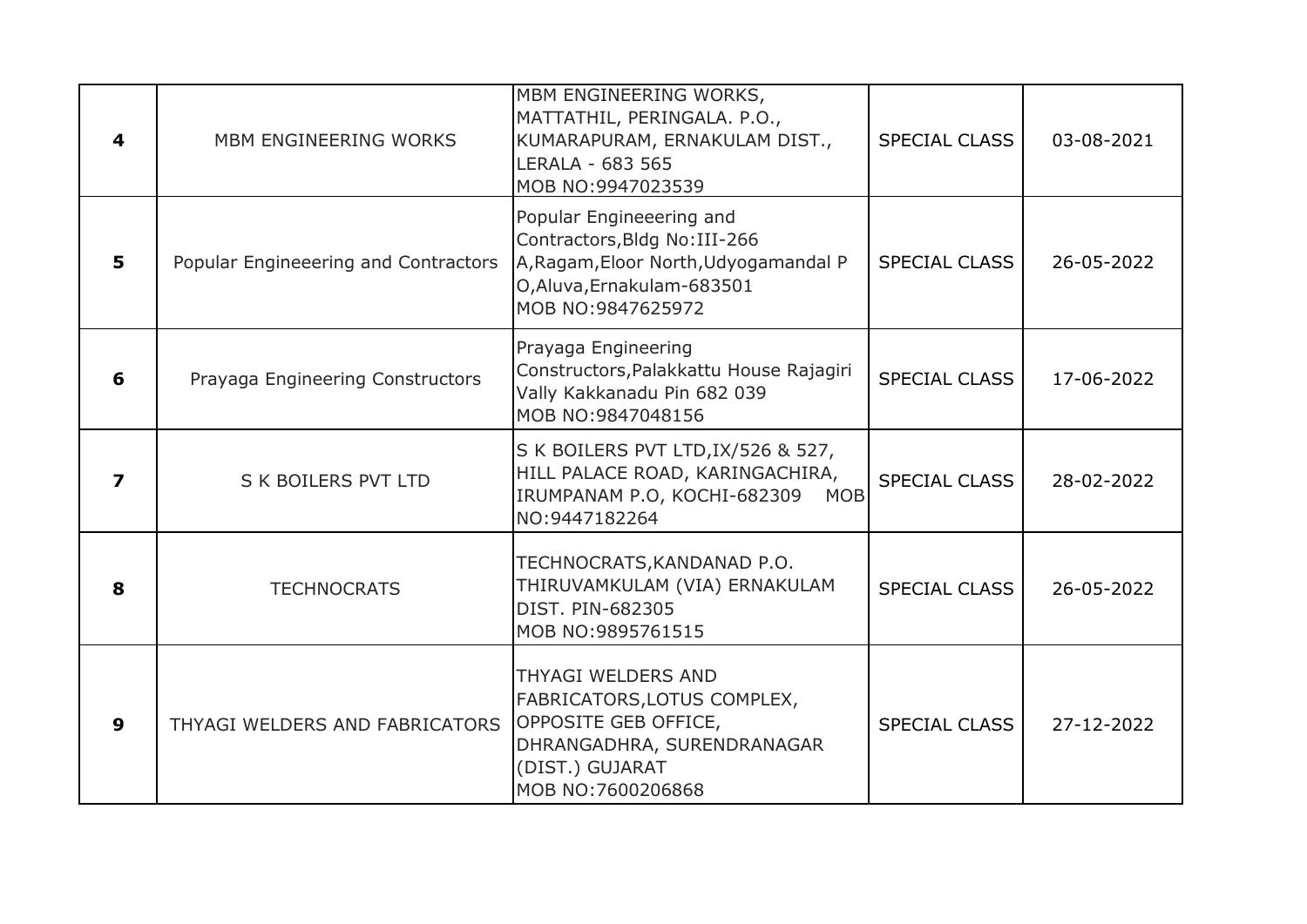| 4 | MBM ENGINEERING WORKS | MBM ENGINEERING WORKS, MATTATHIL, PERINGALA. P.O., KUMARAPURAM, ERNAKULAM DIST., LERALA - 683 565 MOB NO:9947023539 | SPECIAL CLASS | 03-08-2021 |
|---|---|---|---|---|
| 5 | Popular Engineeering and Contractors | Popular Engineeering and Contractors,Bldg No:III-266 A,Ragam,Eloor North,Udyogamandal P O,Aluva,Ernakulam-683501 MOB NO:9847625972 | SPECIAL CLASS | 26-05-2022 |
| 6 | Prayaga Engineering Constructors | Prayaga Engineering Constructors,Palakkattu House Rajagiri Vally Kakkanadu Pin 682 039 MOB NO:9847048156 | SPECIAL CLASS | 17-06-2022 |
| 7 | S K BOILERS PVT LTD | S K BOILERS PVT LTD,IX/526 & 527, HILL PALACE ROAD, KARINGACHIRA, IRUMPANAM P.O, KOCHI-682309 MOB NO:9447182264 | SPECIAL CLASS | 28-02-2022 |
| 8 | TECHNOCRATS | TECHNOCRATS,KANDANAD P.O. THIRUVAMKULAM (VIA) ERNAKULAM DIST. PIN-682305 MOB NO:9895761515 | SPECIAL CLASS | 26-05-2022 |
| 9 | THYAGI WELDERS AND FABRICATORS | THYAGI WELDERS AND FABRICATORS,LOTUS COMPLEX, OPPOSITE GEB OFFICE, DHRANGADHRA, SURENDRANAGAR (DIST.) GUJARAT MOB NO:7600206868 | SPECIAL CLASS | 27-12-2022 |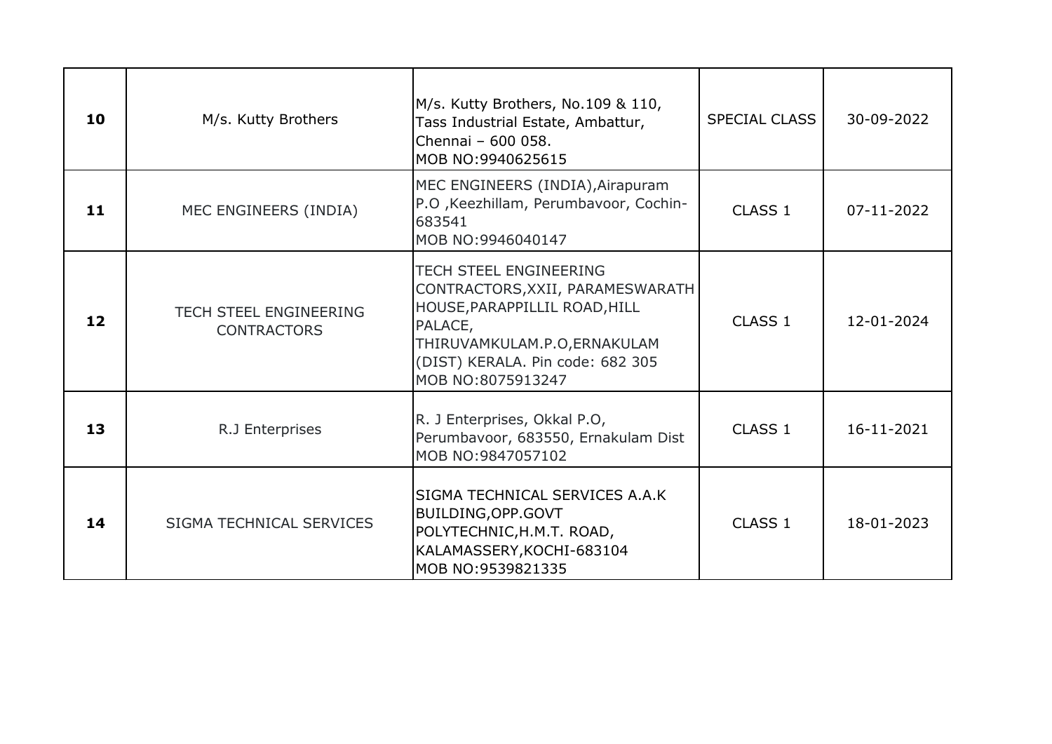| **10** | M/s. Kutty Brothers | M/s. Kutty Brothers, No.109 & 110, Tass Industrial Estate, Ambattur, Chennai – 600 058.<br>MOB NO:9940625615 | SPECIAL CLASS | 30-09-2022 |
|---|---|---|---|---|
| **11** | MEC ENGINEERS (INDIA) | MEC ENGINEERS (INDIA),Airapuram P.O ,Keezhillam, Perumbavoor, Cochin-683541<br>MOB NO:9946040147 | CLASS 1 | 07-11-2022 |
| **12** | TECH STEEL ENGINEERING CONTRACTORS | TECH STEEL ENGINEERING CONTRACTORS,XXII, PARAMESWARATH HOUSE,PARAPPILLIL ROAD,HILL PALACE, THIRUVAMKULAM.P.O,ERNAKULAM (DIST) KERALA. Pin code: 682 305<br>MOB NO:8075913247 | CLASS 1 | 12-01-2024 |
| **13** | R.J Enterprises | R. J Enterprises, Okkal P.O, Perumbavoor, 683550, Ernakulam Dist<br>MOB NO:9847057102 | CLASS 1 | 16-11-2021 |
| **14** | SIGMA TECHNICAL SERVICES | SIGMA TECHNICAL SERVICES A.A.K BUILDING,OPP.GOVT POLYTECHNIC,H.M.T. ROAD, KALAMASSERY,KOCHI-683104<br>MOB NO:9539821335 | CLASS 1 | 18-01-2023 |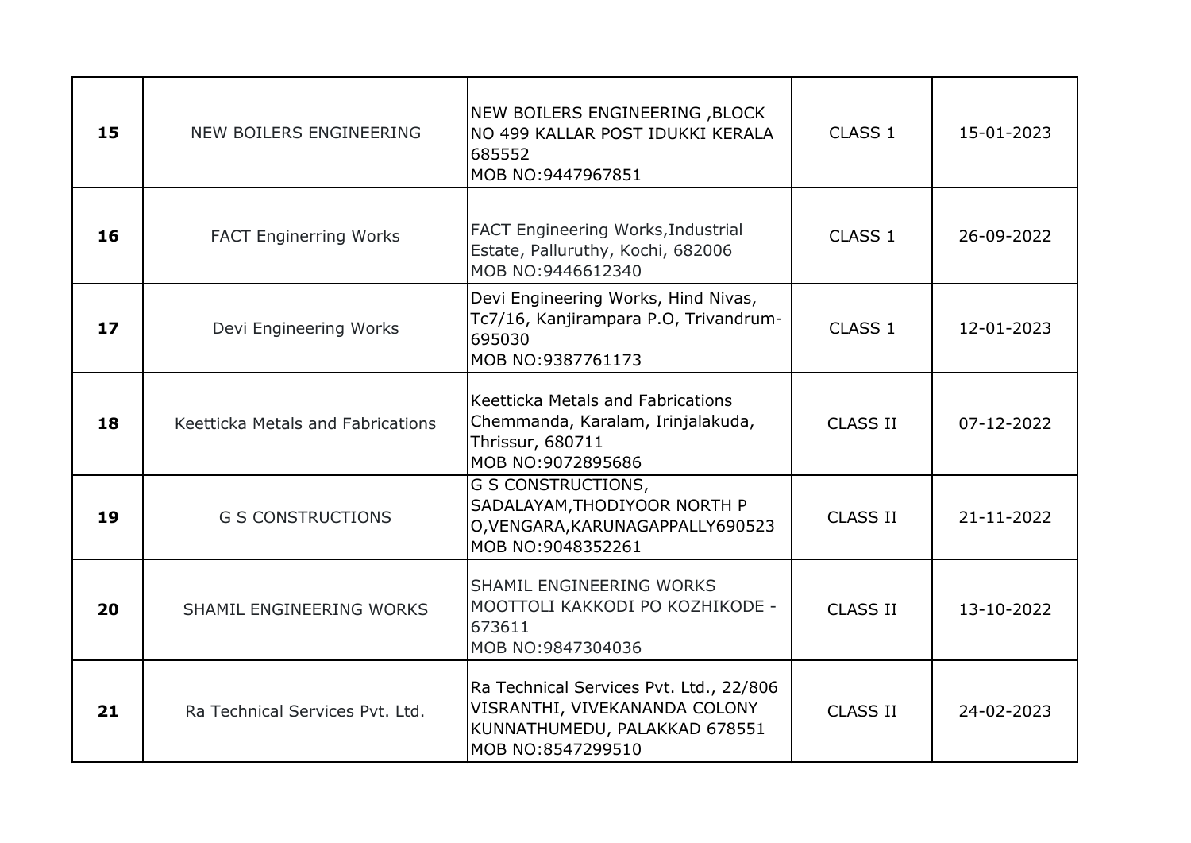| **15** | NEW BOILERS ENGINEERING | NEW BOILERS ENGINEERING ,BLOCK NO 499 KALLAR POST IDUKKI KERALA 685552 MOB NO:9447967851 | CLASS 1 | 15-01-2023 |
|---|---|---|---|---|
| **16** | FACT Enginerring Works | FACT Engineering Works,Industrial Estate, Palluruthy, Kochi, 682006 MOB NO:9446612340 | CLASS 1 | 26-09-2022 |
| **17** | Devi Engineering Works | Devi Engineering Works, Hind Nivas, Tc7/16, Kanjirampara P.O, Trivandrum-695030 MOB NO:9387761173 | CLASS 1 | 12-01-2023 |
| **18** | Keetticka Metals and Fabrications | Keetticka Metals and Fabrications Chemmanda, Karalam, Irinjalakuda, Thrissur, 680711 MOB NO:9072895686 | CLASS II | 07-12-2022 |
| **19** | G S CONSTRUCTIONS | G S CONSTRUCTIONS, SADALAYAM,THODIYOOR NORTH P O,VENGARA,KARUNAGAPPALLY690523 MOB NO:9048352261 | CLASS II | 21-11-2022 |
| **20** | SHAMIL ENGINEERING WORKS | SHAMIL ENGINEERING WORKS MOOTTOLI KAKKODI PO KOZHIKODE - 673611 MOB NO:9847304036 | CLASS II | 13-10-2022 |
| **21** | Ra Technical Services Pvt. Ltd. | Ra Technical Services Pvt. Ltd., 22/806 VISRANTHI, VIVEKANANDA COLONY KUNNATHUMEDU, PALAKKAD 678551 MOB NO:8547299510 | CLASS II | 24-02-2023 |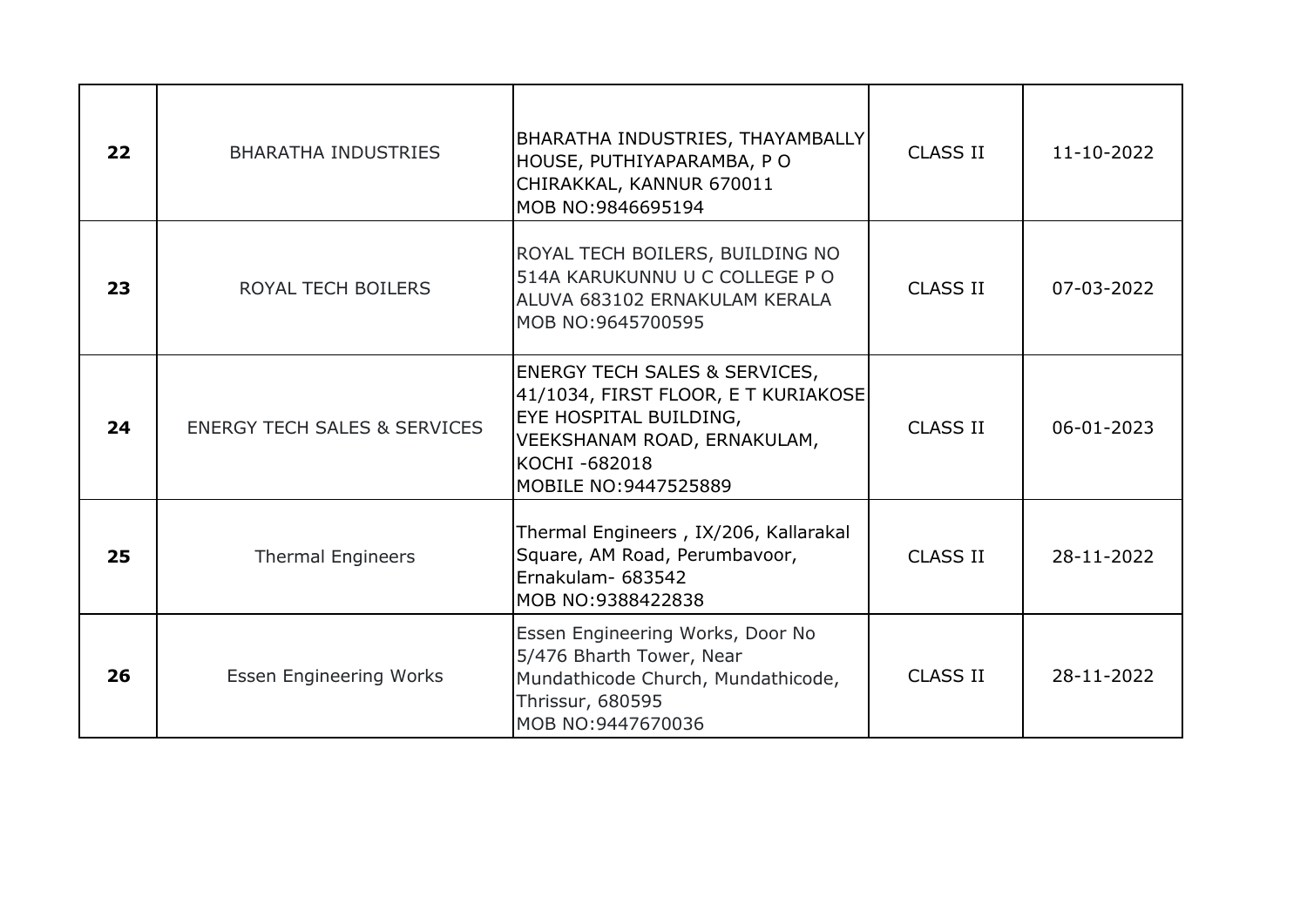| **22** | BHARATHA INDUSTRIES | BHARATHA INDUSTRIES, THAYAMBALLY HOUSE, PUTHIYAPARAMBA, P O CHIRAKKAL, KANNUR 670011<br>MOB NO:9846695194 | CLASS II | 11-10-2022 |
|---|---|---|---|---|
| **23** | ROYAL TECH BOILERS | ROYAL TECH BOILERS, BUILDING NO 514A KARUKUNNU U C COLLEGE P O ALUVA 683102 ERNAKULAM KERALA<br>MOB NO:9645700595 | CLASS II | 07-03-2022 |
| **24** | ENERGY TECH SALES & SERVICES | ENERGY TECH SALES & SERVICES, 41/1034, FIRST FLOOR, E T KURIAKOSE EYE HOSPITAL BUILDING, VEEKSHANAM ROAD, ERNAKULAM, KOCHI -682018<br>MOBILE NO:9447525889 | CLASS II | 06-01-2023 |
| **25** | Thermal Engineers | Thermal Engineers , IX/206, Kallarakal Square, AM Road, Perumbavoor, Ernakulam- 683542<br>MOB NO:9388422838 | CLASS II | 28-11-2022 |
| **26** | Essen Engineering Works | Essen Engineering Works, Door No 5/476 Bharth Tower, Near Mundathicode Church, Mundathicode, Thrissur, 680595<br>MOB NO:9447670036 | CLASS II | 28-11-2022 |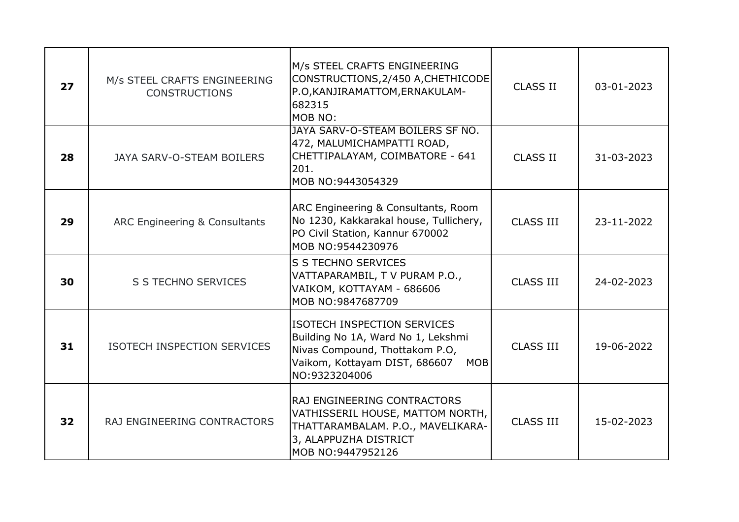| 27 | M/s STEEL CRAFTS ENGINEERING CONSTRUCTIONS | M/s STEEL CRAFTS ENGINEERING CONSTRUCTIONS,2/450 A,CHETHICODE P.O,KANJIRAMATTOM,ERNAKULAM-682315<br>MOB NO: | CLASS II | 03-01-2023 |
|---|---|---|---|---|
| **28** | JAYA SARV-O-STEAM BOILERS | JAYA SARV-O-STEAM BOILERS SF NO. 472, MALUMICHAMPATTI ROAD, CHETTIPALAYAM, COIMBATORE - 641 201.<br>MOB NO:9443054329 | CLASS II | 31-03-2023 |
| **29** | ARC Engineering & Consultants | ARC Engineering & Consultants, Room No 1230, Kakkarakal house, Tullichery, PO Civil Station, Kannur 670002<br>MOB NO:9544230976 | CLASS III | 23-11-2022 |
| **30** | S S TECHNO SERVICES | S S TECHNO SERVICES VATTAPARAMBIL, T V PURAM P.O., VAIKOM, KOTTAYAM - 686606<br>MOB NO:9847687709 | CLASS III | 24-02-2023 |
| **31** | ISOTECH INSPECTION SERVICES | ISOTECH INSPECTION SERVICES Building No 1A, Ward No 1, Lekshmi Nivas Compound, Thottakom P.O, Vaikom, Kottayam DIST, 686607 MOB NO:9323204006 | CLASS III | 19-06-2022 |
| **32** | RAJ ENGINEERING CONTRACTORS | RAJ ENGINEERING CONTRACTORS VATHISSERIL HOUSE, MATTOM NORTH, THATTARAMBALAM. P.O., MAVELIKARA-3, ALAPPUZHA DISTRICT<br>MOB NO:9447952126 | CLASS III | 15-02-2023 |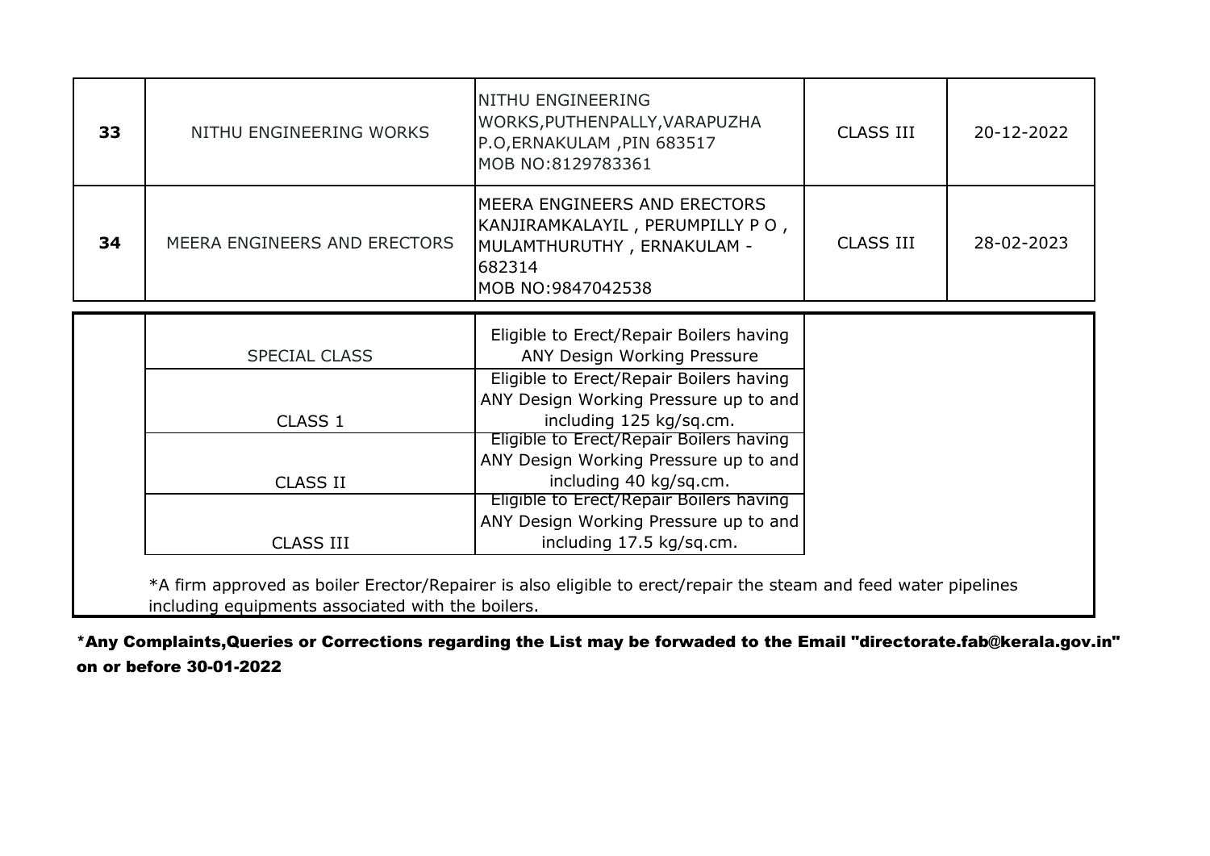| | | | | |
|---|---|---|---|---|
| **33** | NITHU ENGINEERING WORKS | NITHU ENGINEERING WORKS,PUTHENPALLY,VARAPUZHA P.O,ERNAKULAM ,PIN 683517 MOB NO:8129783361 | CLASS III | 20-12-2022 |
| **34** | MEERA ENGINEERS AND ERECTORS | MEERA ENGINEERS AND ERECTORS KANJIRAMKALAYIL , PERUMPILLY P O , MULAMTHURUTHY , ERNAKULAM - 682314 MOB NO:9847042538 | CLASS III | 28-02-2023 |

| | |
|---|---|
| SPECIAL CLASS | Eligible to Erect/Repair Boilers having ANY Design Working Pressure |
| CLASS 1 | Eligible to Erect/Repair Boilers having ANY Design Working Pressure up to and including 125 kg/sq.cm. |
| CLASS II | Eligible to Erect/Repair Boilers having ANY Design Working Pressure up to and including 40 kg/sq.cm. |
| CLASS III | Eligible to Erect/Repair Boilers having ANY Design Working Pressure up to and including 17.5 kg/sq.cm. |

*A firm approved as boiler Erector/Repairer is also eligible to erect/repair the steam and feed water pipelines including equipments associated with the boilers.

**\*Any Complaints,Queries or Corrections regarding the List may be forwaded to the Email "directorate.fab@kerala.gov.in" on or before 30-01-2022**